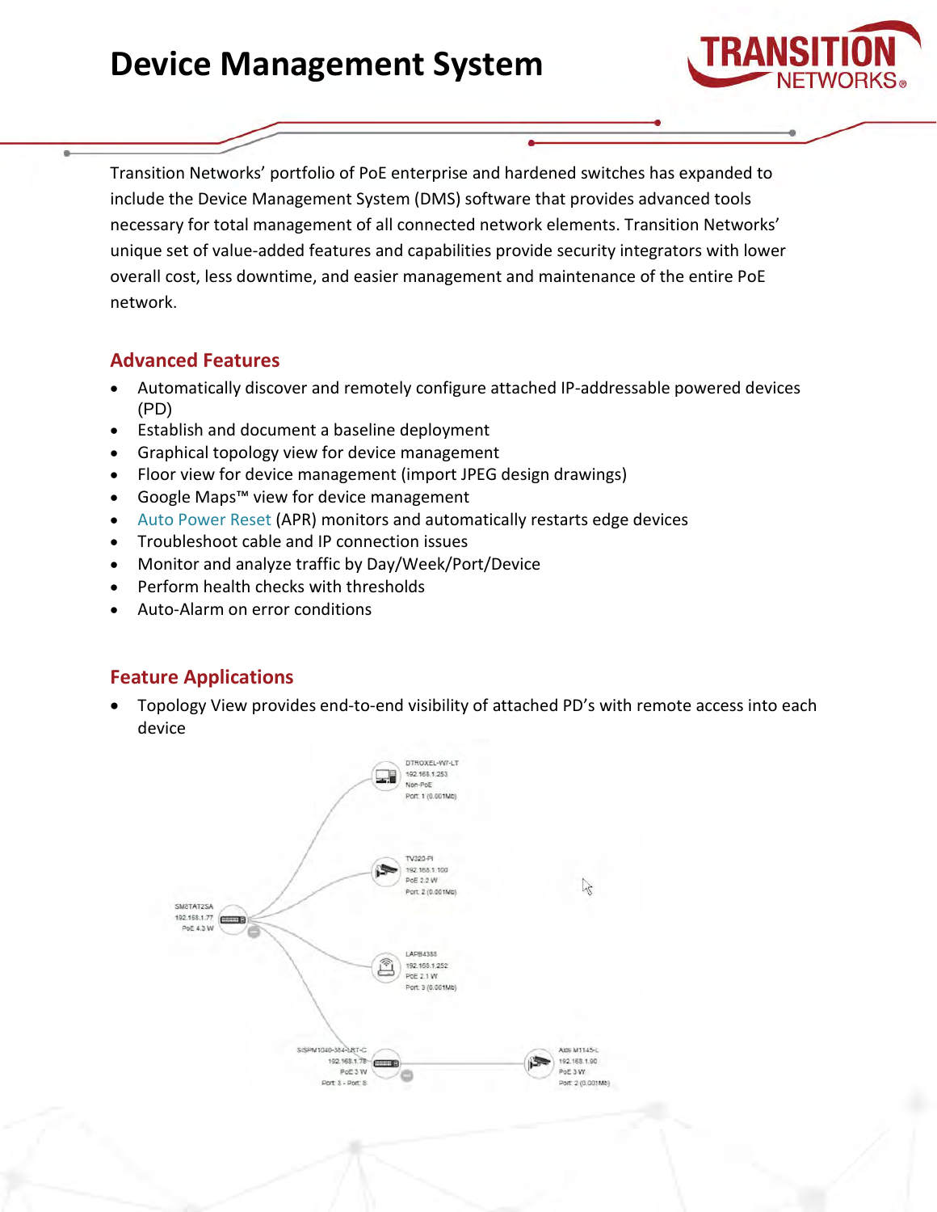# Device Management System

Transition Networks' portfolio of PoE enterprise and hardened switches has expanded to include the Device Management System (DMS) software that provides advanced tools necessary for total management of all connected network elements. Transition Networks' unique set of value-added features and capabilities provide security integrators with lower overall cost, less downtime, and easier management and maintenance of the entire PoE network.

## Advanced Features

- Automatically discover and remotely configure attached IP-addressable powered devices (PD)
- Establish and document a baseline deployment
- Graphical topology view for device management
- Floor view for device management (import JPEG design drawings)
- Google Maps™ view for device management
- Auto Power Reset (APR) monitors and automatically restarts edge devices
- Troubleshoot cable and IP connection issues
- Monitor and analyze traffic by Day/Week/Port/Device
- Perform health checks with thresholds
- Auto-Alarm on error conditions

## Feature Applications

- Topology View provides end-to-end visibility of attached PD's with remote access into each device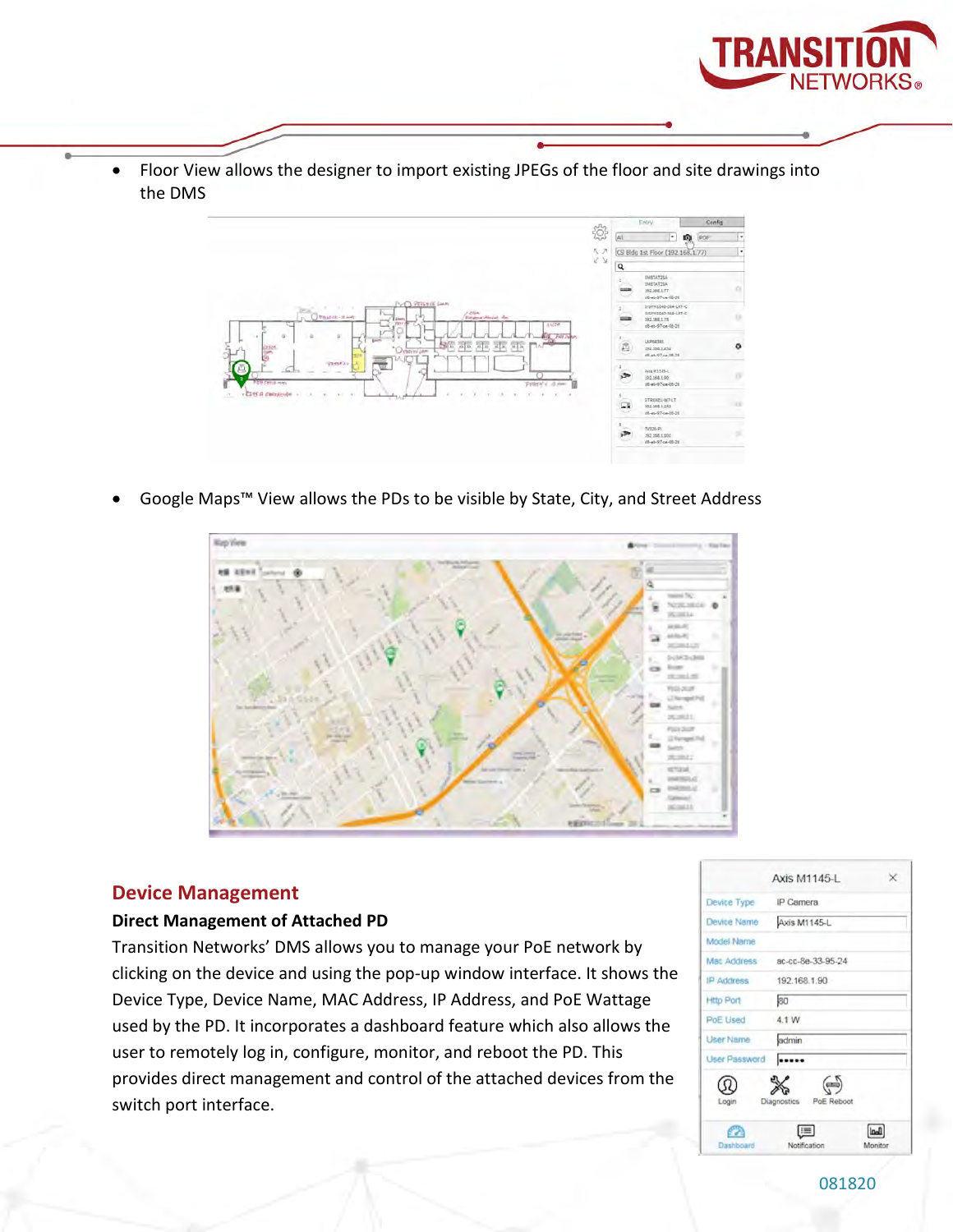- Floor View allows the designer to import existing JPEGs of the floor and site drawings into the DMS

- Google Maps™ View allows the PDs to be visible by State, City, and Street Address

## Device Management

### Direct Management of Attached PD

Transition Networks' DMS allows you to manage your PoE network by clicking on the device and using the pop-up window interface. It shows the Device Type, Device Name, MAC Address, IP Address, and PoE Wattage used by the PD. It incorporates a dashboard feature which also allows the user to remotely log in, configure, monitor, and reboot the PD. This provides direct management and control of the attached devices from the switch port interface.

081820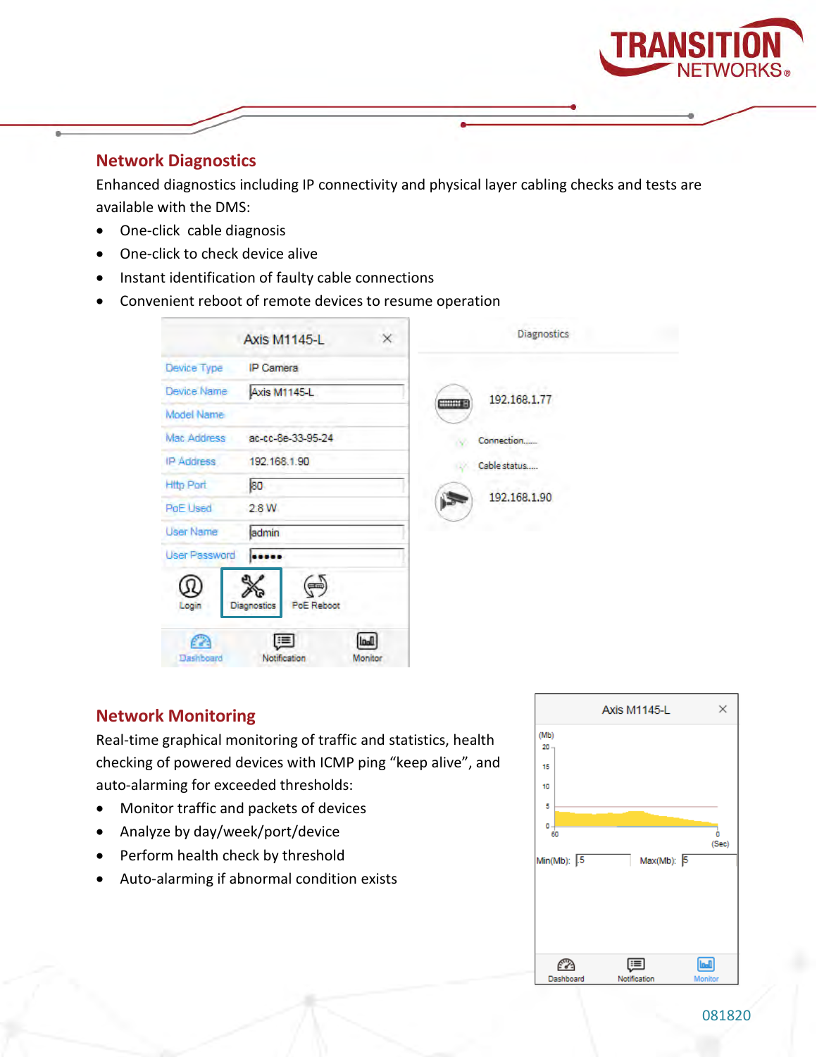## Network Diagnostics

Enhanced diagnostics including IP connectivity and physical layer cabling checks and tests are available with the DMS:

- One-click cable diagnosis
- One-click to check device alive
- Instant identification of faulty cable connections
- Convenient reboot of remote devices to resume operation

## Network Monitoring

Real-time graphical monitoring of traffic and statistics, health checking of powered devices with ICMP ping "keep alive", and auto-alarming for exceeded thresholds:

- Monitor traffic and packets of devices
- Analyze by day/week/port/device
- Perform health check by threshold
- Auto-alarming if abnormal condition exists

081820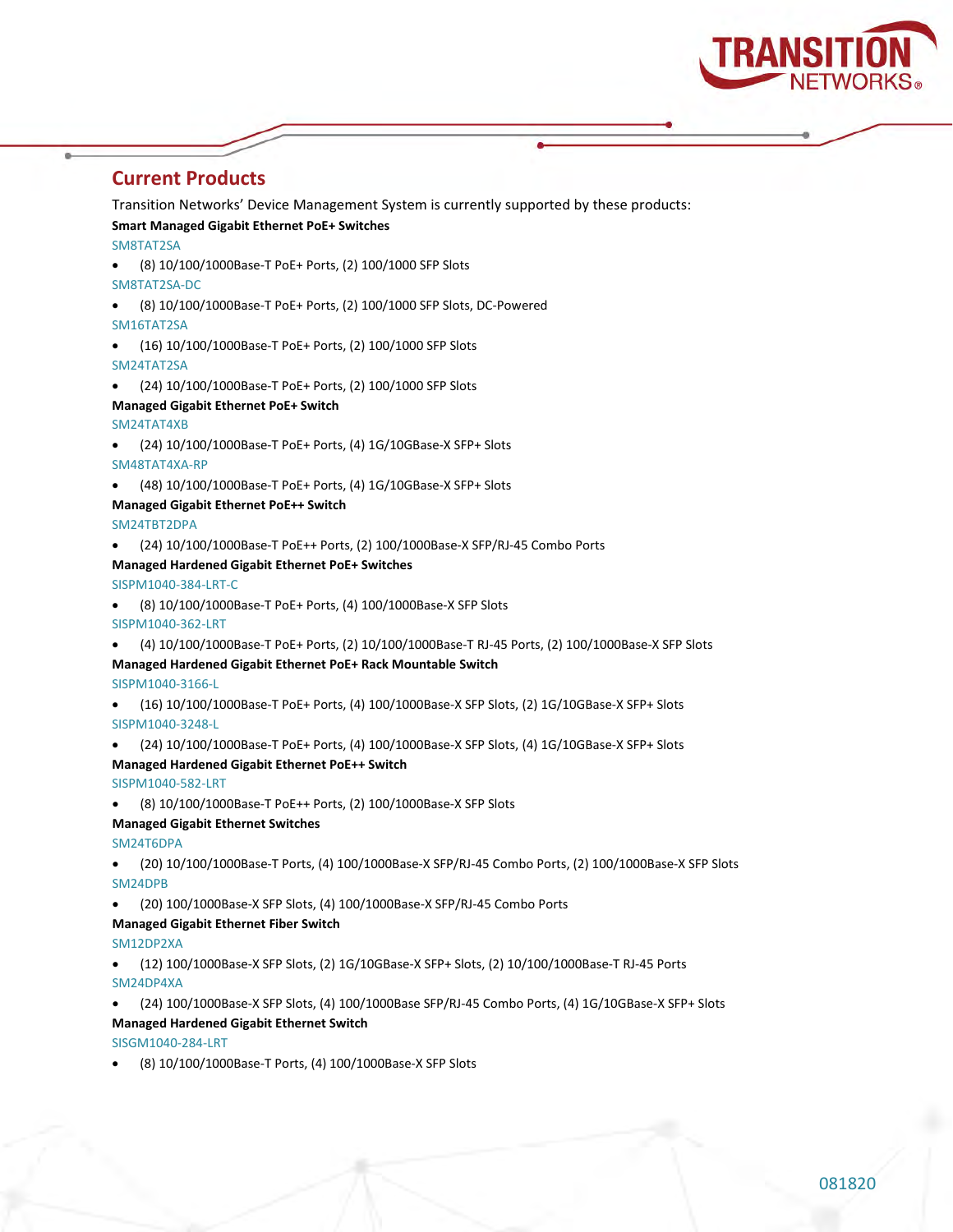## Current Products

Transition Networks' Device Management System is currently supported by these products:

**Smart Managed Gigabit Ethernet PoE+ Switches**

SM8TAT2SA

- (8) 10/100/1000Base-T PoE+ Ports, (2) 100/1000 SFP Slots

SM8TAT2SA-DC

- (8) 10/100/1000Base-T PoE+ Ports, (2) 100/1000 SFP Slots, DC-Powered

SM16TAT2SA

- (16) 10/100/1000Base-T PoE+ Ports, (2) 100/1000 SFP Slots

SM24TAT2SA

- (24) 10/100/1000Base-T PoE+ Ports, (2) 100/1000 SFP Slots

**Managed Gigabit Ethernet PoE+ Switch**

SM24TAT4XB

- (24) 10/100/1000Base-T PoE+ Ports, (4) 1G/10GBase-X SFP+ Slots

SM48TAT4XA-RP

- (48) 10/100/1000Base-T PoE+ Ports, (4) 1G/10GBase-X SFP+ Slots

**Managed Gigabit Ethernet PoE++ Switch**

SM24TBT2DPA

- (24) 10/100/1000Base-T PoE++ Ports, (2) 100/1000Base-X SFP/RJ-45 Combo Ports

**Managed Hardened Gigabit Ethernet PoE+ Switches**

SISPM1040-384-LRT-C

- (8) 10/100/1000Base-T PoE+ Ports, (4) 100/1000Base-X SFP Slots

SISPM1040-362-LRT

- (4) 10/100/1000Base-T PoE+ Ports, (2) 10/100/1000Base-T RJ-45 Ports, (2) 100/1000Base-X SFP Slots

**Managed Hardened Gigabit Ethernet PoE+ Rack Mountable Switch**

SISPM1040-3166-L

- (16) 10/100/1000Base-T PoE+ Ports, (4) 100/1000Base-X SFP Slots, (2) 1G/10GBase-X SFP+ Slots

SISPM1040-3248-L

- (24) 10/100/1000Base-T PoE+ Ports, (4) 100/1000Base-X SFP Slots, (4) 1G/10GBase-X SFP+ Slots

**Managed Hardened Gigabit Ethernet PoE++ Switch**

SISPM1040-582-LRT

- (8) 10/100/1000Base-T PoE++ Ports, (2) 100/1000Base-X SFP Slots

**Managed Gigabit Ethernet Switches**

SM24T6DPA

- (20) 10/100/1000Base-T Ports, (4) 100/1000Base-X SFP/RJ-45 Combo Ports, (2) 100/1000Base-X SFP Slots

SM24DPB

- (20) 100/1000Base-X SFP Slots, (4) 100/1000Base-X SFP/RJ-45 Combo Ports

**Managed Gigabit Ethernet Fiber Switch**

SM12DP2XA

- (12) 100/1000Base-X SFP Slots, (2) 1G/10GBase-X SFP+ Slots, (2) 10/100/1000Base-T RJ-45 Ports

SM24DP4XA

- (24) 100/1000Base-X SFP Slots, (4) 100/1000Base SFP/RJ-45 Combo Ports, (4) 1G/10GBase-X SFP+ Slots

**Managed Hardened Gigabit Ethernet Switch**

SISGM1040-284-LRT

- (8) 10/100/1000Base-T Ports, (4) 100/1000Base-X SFP Slots

081820